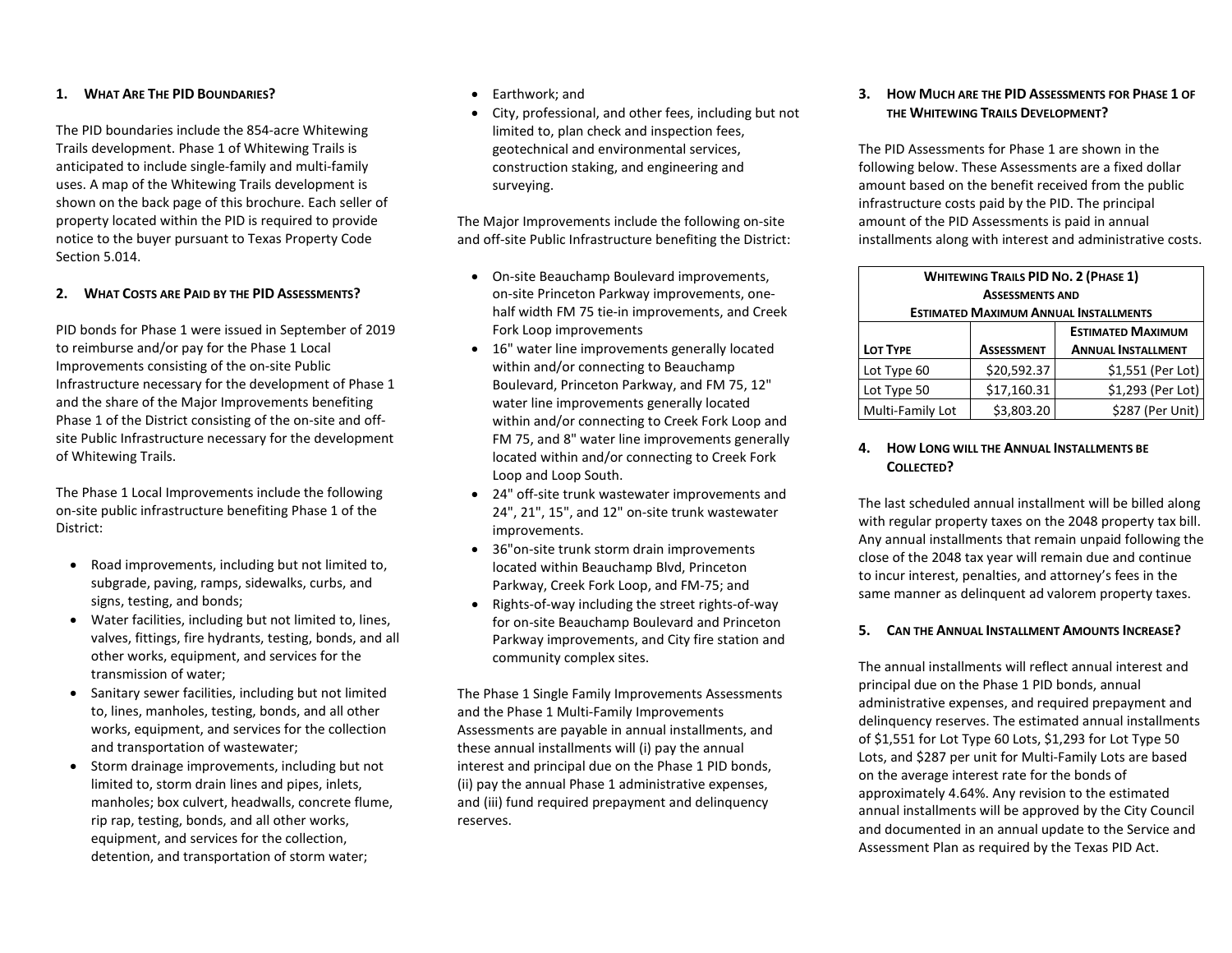## 1. WHAT ARE THE PID BOUNDARIES?

The PID boundaries include the 854-acre Whitewing Trails development. Phase 1 of Whitewing Trails is anticipated to include single-family and multi-family uses. A map of the Whitewing Trails development is shown on the back page of this brochure. Each seller of property located within the PID is required to provide notice to the buyer pursuant to Texas Property Code Section 5.014.

## 2. WHAT COSTS ARE PAID BY THE PID ASSESSMENTS?

PID bonds for Phase 1 were issued in September of 2019 to reimburse and/or pay for the Phase 1 Local Improvements consisting of the on-site Public Infrastructure necessary for the development of Phase 1 and the share of the Major Improvements benefiting Phase 1 of the District consisting of the on-site and off-site Public Infrastructure necessary for the development of Whitewing Trails.

The Phase 1 Local Improvements include the following on-site public infrastructure benefiting Phase 1 of the District:

- Road improvements, including but not limited to, subgrade, paving, ramps, sidewalks, curbs, and signs, testing, and bonds;
- Water facilities, including but not limited to, lines, valves, fittings, fire hydrants, testing, bonds, and all other works, equipment, and services for the transmission of water;
- Sanitary sewer facilities, including but not limited to, lines, manholes, testing, bonds, and all other works, equipment, and services for the collection and transportation of wastewater;
- Storm drainage improvements, including but not limited to, storm drain lines and pipes, inlets, manholes; box culvert, headwalls, concrete flume, rip rap, testing, bonds, and all other works, equipment, and services for the collection, detention, and transportation of storm water;
- Earthwork; and
- City, professional, and other fees, including but not limited to, plan check and inspection fees, geotechnical and environmental services, construction staking, and engineering and surveying.

The Major Improvements include the following on-site and off-site Public Infrastructure benefiting the District:

- On-site Beauchamp Boulevard improvements, on-site Princeton Parkway improvements, one-half width FM 75 tie-in improvements, and Creek Fork Loop improvements
- 16" water line improvements generally located within and/or connecting to Beauchamp Boulevard, Princeton Parkway, and FM 75, 12" water line improvements generally located within and/or connecting to Creek Fork Loop and FM 75, and 8" water line improvements generally located within and/or connecting to Creek Fork Loop and Loop South.
- 24" off-site trunk wastewater improvements and 24", 21", 15", and 12" on-site trunk wastewater improvements.
- 36"on-site trunk storm drain improvements located within Beauchamp Blvd, Princeton Parkway, Creek Fork Loop, and FM-75; and
- Rights-of-way including the street rights-of-way for on-site Beauchamp Boulevard and Princeton Parkway improvements, and City fire station and community complex sites.

The Phase 1 Single Family Improvements Assessments and the Phase 1 Multi-Family Improvements Assessments are payable in annual installments, and these annual installments will (i) pay the annual interest and principal due on the Phase 1 PID bonds, (ii) pay the annual Phase 1 administrative expenses, and (iii) fund required prepayment and delinquency reserves.

## 3. HOW MUCH ARE THE PID ASSESSMENTS FOR PHASE 1 OF THE WHITEWING TRAILS DEVELOPMENT?

The PID Assessments for Phase 1 are shown in the following below. These Assessments are a fixed dollar amount based on the benefit received from the public infrastructure costs paid by the PID. The principal amount of the PID Assessments is paid in annual installments along with interest and administrative costs.

**WHITEWING TRAILS PID NO. 2 (PHASE 1) ASSESSMENTS AND ESTIMATED MAXIMUM ANNUAL INSTALLMENTS**

| LOT TYPE | ASSESSMENT | ESTIMATED MAXIMUM ANNUAL INSTALLMENT |
|---|---|---|
| Lot Type 60 | $20,592.37 | $1,551 (Per Lot) |
| Lot Type 50 | $17,160.31 | $1,293 (Per Lot) |
| Multi-Family Lot | $3,803.20 | $287 (Per Unit) |

## 4. HOW LONG WILL THE ANNUAL INSTALLMENTS BE COLLECTED?

The last scheduled annual installment will be billed along with regular property taxes on the 2048 property tax bill. Any annual installments that remain unpaid following the close of the 2048 tax year will remain due and continue to incur interest, penalties, and attorney's fees in the same manner as delinquent ad valorem property taxes.

## 5. CAN THE ANNUAL INSTALLMENT AMOUNTS INCREASE?

The annual installments will reflect annual interest and principal due on the Phase 1 PID bonds, annual administrative expenses, and required prepayment and delinquency reserves. The estimated annual installments of $1,551 for Lot Type 60 Lots, $1,293 for Lot Type 50 Lots, and $287 per unit for Multi-Family Lots are based on the average interest rate for the bonds of approximately 4.64%. Any revision to the estimated annual installments will be approved by the City Council and documented in an annual update to the Service and Assessment Plan as required by the Texas PID Act.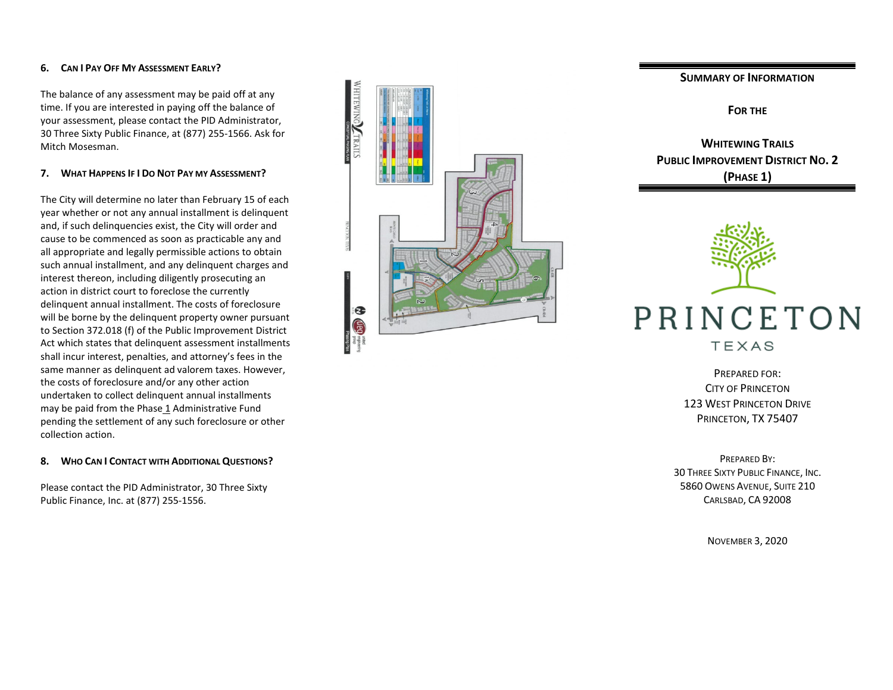## 6. Can I Pay Off My Assessment Early?

The balance of any assessment may be paid off at any time. If you are interested in paying off the balance of your assessment, please contact the PID Administrator, 30 Three Sixty Public Finance, at (877) 255-1566. Ask for Mitch Mosesman.

## 7. What Happens If I Do Not Pay my Assessment?

The City will determine no later than February 15 of each year whether or not any annual installment is delinquent and, if such delinquencies exist, the City will order and cause to be commenced as soon as practicable any and all appropriate and legally permissible actions to obtain such annual installment, and any delinquent charges and interest thereon, including diligently prosecuting an action in district court to foreclose the currently delinquent annual installment. The costs of foreclosure will be borne by the delinquent property owner pursuant to Section 372.018 (f) of the Public Improvement District Act which states that delinquent assessment installments shall incur interest, penalties, and attorney's fees in the same manner as delinquent ad valorem taxes. However, the costs of foreclosure and/or any other action undertaken to collect delinquent annual installments may be paid from the Phase 1 Administrative Fund pending the settlement of any such foreclosure or other collection action.

## 8. Who Can I Contact with Additional Questions?

Please contact the PID Administrator, 30 Three Sixty Public Finance, Inc. at (877) 255-1556.

# Summary of Information

# For the

# Whitewing Trails Public Improvement District No. 2 (Phase 1)

PRINCETON
TEXAS

Prepared for:
City of Princeton
123 West Princeton Drive
Princeton, TX 75407

Prepared By:
30 Three Sixty Public Finance, Inc.
5860 Owens Avenue, Suite 210
Carlsbad, CA 92008

November 3, 2020